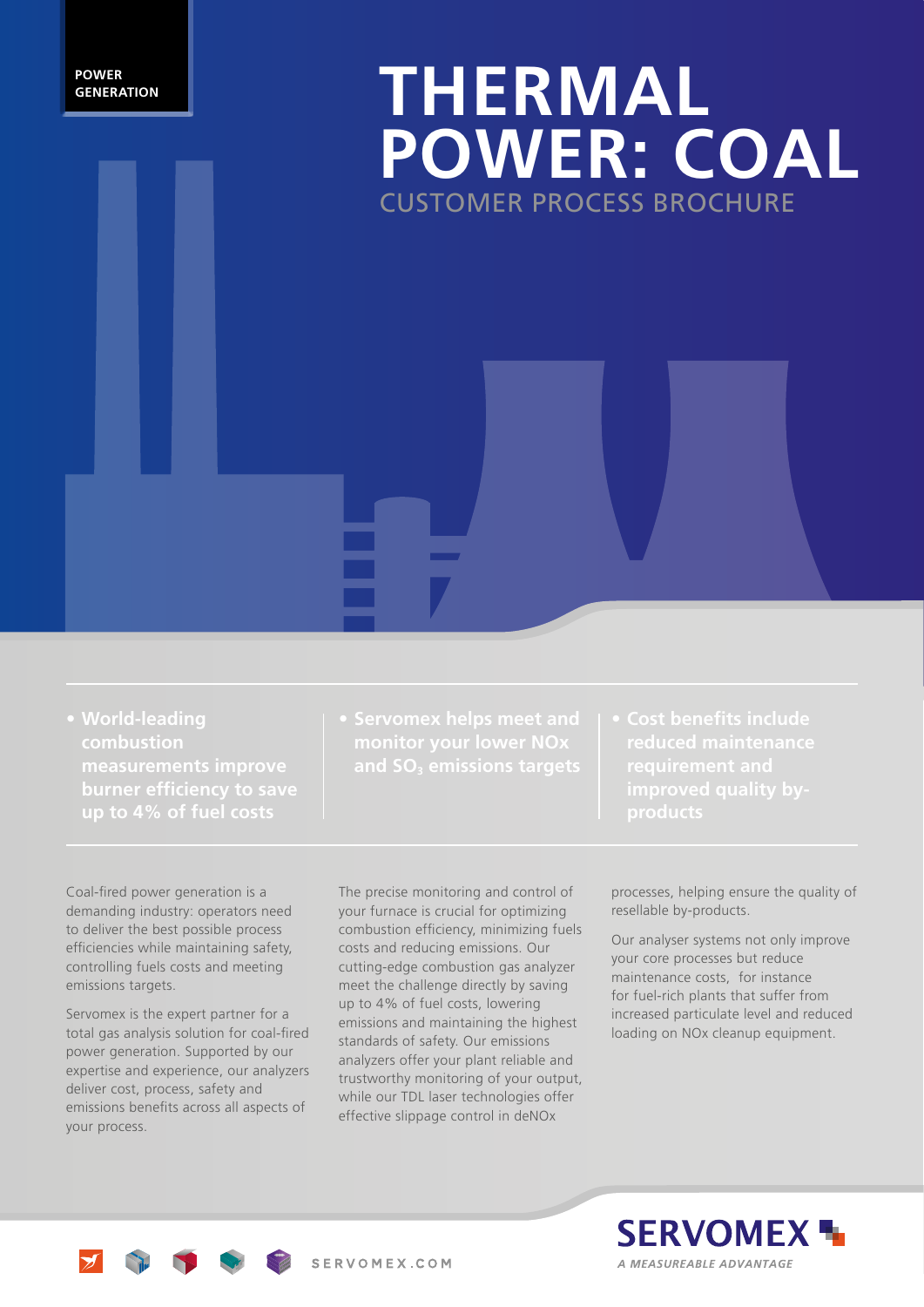POWER GENERATION

# THERMAL POWER: COAL

## CUSTOMER PROCESS BROCHURE

- **World-leading combustion measurements improve burner efficiency to save up to 4% of fuel costs**
- **Servomex helps meet and monitor your lower NOx and $SO_3$ emissions targets**
- **Cost benefits include reduced maintenance requirement and improved quality by-products**

Coal-fired power generation is a demanding industry: operators need to deliver the best possible process efficiencies while maintaining safety, controlling fuels costs and meeting emissions targets.

Servomex is the expert partner for a total gas analysis solution for coal-fired power generation. Supported by our expertise and experience, our analyzers deliver cost, process, safety and emissions benefits across all aspects of your process.

The precise monitoring and control of your furnace is crucial for optimizing combustion efficiency, minimizing fuels costs and reducing emissions. Our cutting-edge combustion gas analyzer meet the challenge directly by saving up to 4% of fuel costs, lowering emissions and maintaining the highest standards of safety. Our emissions analyzers offer your plant reliable and trustworthy monitoring of your output, while our TDL laser technologies offer effective slippage control in deNOx processes, helping ensure the quality of resellable by-products.

Our analyser systems not only improve your core processes but reduce maintenance costs, for instance for fuel-rich plants that suffer from increased particulate level and reduced loading on NOx cleanup equipment.

SERVOMEX.COM

**SERVOMEX**

*A MEASUREABLE ADVANTAGE*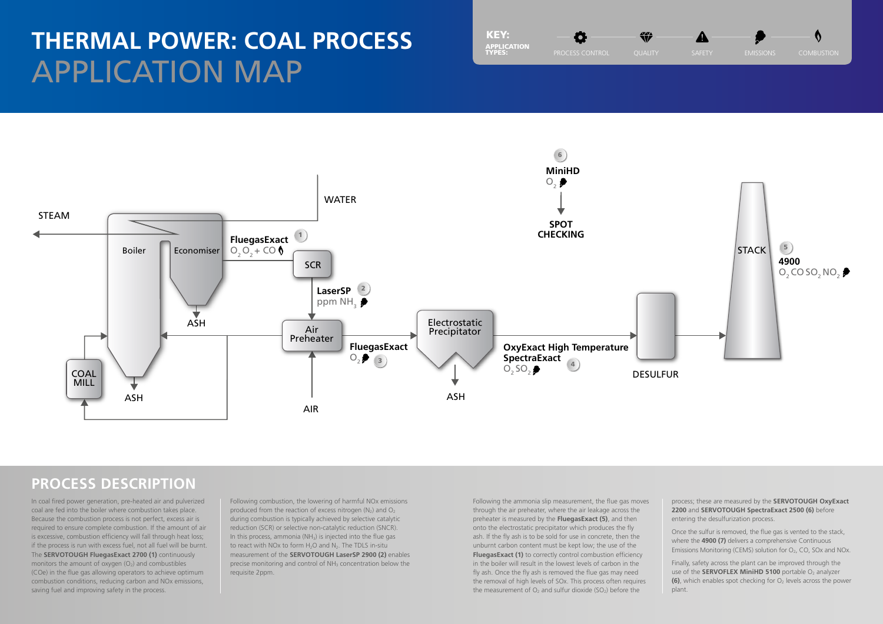# THERMAL POWER: COAL PROCESS

## APPLICATION MAP

**KEY: APPLICATION TYPES:** PROCESS CONTROL, QUALITY, SAFETY, EMISSIONS, COMBUSTION

STEAM

WATER

Boiler

Economiser

ASH

COAL MILL

ASH

**FluegasExact** (1)
$O_2$ $O_2$ + CO

SCR

**LaserSP** (2)
ppm $NH_3$

Air Preheater

AIR

**FluegasExact** (3)
$O_2$

Electrostatic Precipitator

ASH

**OxyExact High Temperature SpectraExact** (4)
$O_2$ $SO_2$

DESULFUR

**MiniHD** (6)
$O_2$

**SPOT CHECKING**

STACK

**4900** (5)
$O_2$ CO $SO_2$ $NO_2$

## PROCESS DESCRIPTION

In coal fired power generation, pre-heated air and pulverized coal are fed into the boiler where combustion takes place. Because the combustion process is not perfect, excess air is required to ensure complete combustion. If the amount of air is excessive, combustion efficiency will fall through heat loss; if the process is run with excess fuel, not all fuel will be burnt. The **SERVOTOUGH FluegasExact 2700 (1)** continuously monitors the amount of oxygen ($O_2$) and combustibles (COe) in the flue gas allowing operators to achieve optimum combustion conditions, reducing carbon and NOx emissions, saving fuel and improving safety in the process.

Following combustion, the lowering of harmful NOx emissions produced from the reaction of excess nitrogen ($N_2$) and $O_2$ during combustion is typically achieved by selective catalytic reduction (SCR) or selective non-catalytic reduction (SNCR). In this process, ammonia ($NH_3$) is injected into the flue gas to react with NOx to form $H_2O$ and $N_2$. The TDLS in-situ measurement of the **SERVOTOUGH LaserSP 2900 (2)** enables precise monitoring and control of $NH_3$ concentration below the requisite 2ppm.

Following the ammonia slip measurement, the flue gas moves through the air preheater, where the air leakage across the preheater is measured by the **FluegasExact (5)**, and then onto the electrostatic precipitator which produces the fly ash. If the fly ash is to be sold for use in concrete, then the unburnt carbon content must be kept low; the use of the **FluegasExact (1)** to correctly control combustion efficiency in the boiler will result in the lowest levels of carbon in the fly ash. Once the fly ash is removed the flue gas may need the removal of high levels of SOx. This process often requires the measurement of $O_2$ and sulfur dioxide ($SO_2$) before the process; these are measured by the **SERVOTOUGH OxyExact 2200** and **SERVOTOUGH SpectraExact 2500 (6)** before entering the desulfurization process.

Once the sulfur is removed, the flue gas is vented to the stack, where the **4900 (7)** delivers a comprehensive Continuous Emissions Monitoring (CEMS) solution for $O_2$, CO, SOx and NOx.

Finally, safety across the plant can be improved through the use of the **SERVOFLEX MiniHD 5100** portable $O_2$ analyzer **(6)**, which enables spot checking for $O_2$ levels across the power plant.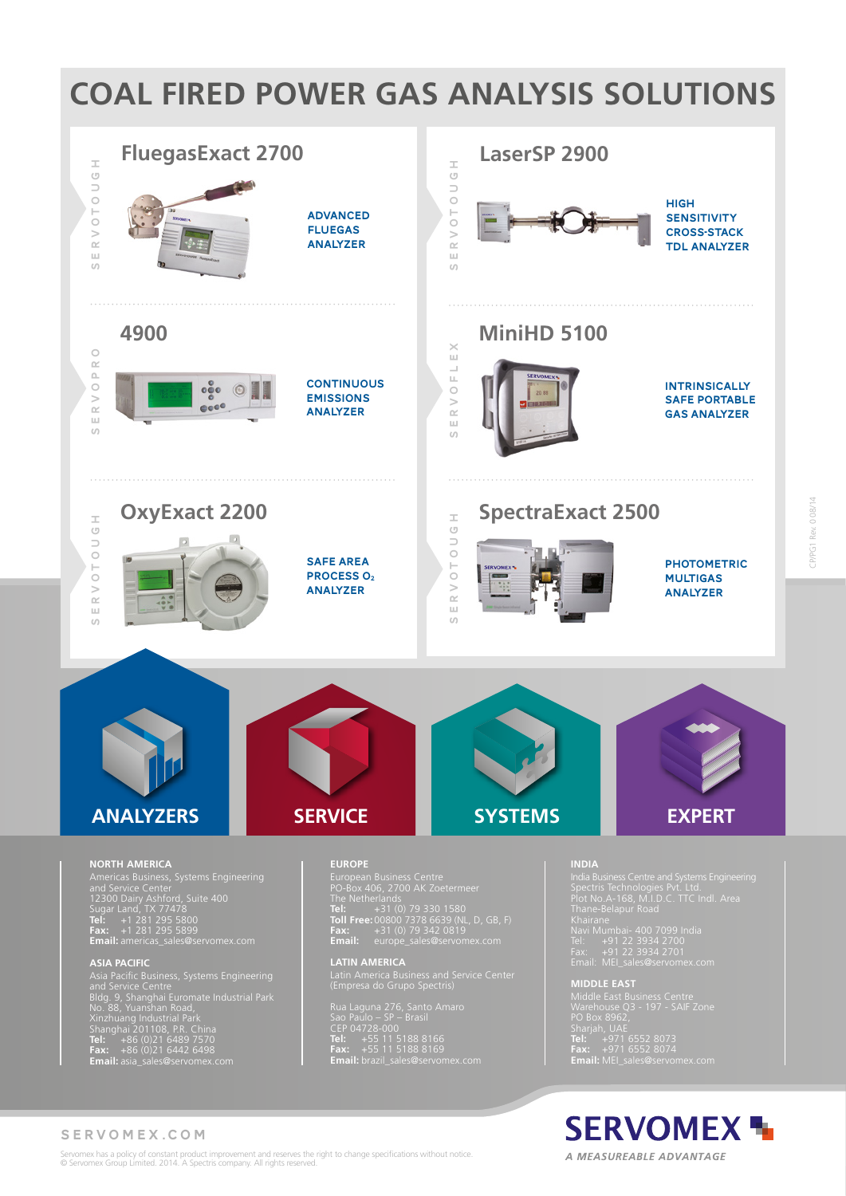# COAL FIRED POWER GAS ANALYSIS SOLUTIONS

## FluegasExact 2700

SERVOTOUGH

ADVANCED FLUEGAS ANALYZER

## LaserSP 2900

SERVOTOUGH

HIGH SENSITIVITY CROSS-STACK TDL ANALYZER

## 4900

SERVOPRO

CONTINUOUS EMISSIONS ANALYZER

## MiniHD 5100

SERVOFLEX

INTRINSICALLY SAFE PORTABLE GAS ANALYZER

## OxyExact 2200

SERVOTOUGH

SAFE AREA PROCESS $O_2$ ANALYZER

## SpectraExact 2500

SERVOTOUGH

PHOTOMETRIC MULTIGAS ANALYZER

CP/PG1 Rev. 0 08/14

ANALYZERS

SERVICE

SYSTEMS

EXPERT

**NORTH AMERICA**
Americas Business, Systems Engineering and Service Center
12300 Dairy Ashford, Suite 400
Sugar Land, TX 77478
**Tel:** +1 281 295 5800
**Fax:** +1 281 295 5899
**Email:** americas_sales@servomex.com

**ASIA PACIFIC**
Asia Pacific Business, Systems Engineering and Service Centre
Bldg. 9, Shanghai Euromate Industrial Park
No. 88, Yuanshan Road,
Xinzhuang Industrial Park
Shanghai 201108, P.R. China
**Tel:** +86 (0)21 6489 7570
**Fax:** +86 (0)21 6442 6498
**Email:** asia_sales@servomex.com

**EUROPE**
European Business Centre
PO-Box 406, 2700 AK Zoetermeer
The Netherlands
**Tel:** +31 (0) 79 330 1580
**Toll Free:** 00800 7378 6639 (NL, D, GB, F)
**Fax:** +31 (0) 79 342 0819
**Email:** europe_sales@servomex.com

**LATIN AMERICA**
Latin America Business and Service Center
(Empresa do Grupo Spectris)

Rua Laguna 276, Santo Amaro
Sao Paulo – SP – Brasil
CEP 04728-000
**Tel:** +55 11 5188 8166
**Fax:** +55 11 5188 8169
**Email:** brazil_sales@servomex.com

**INDIA**
India Business Centre and Systems Engineering
Spectris Technologies Pvt. Ltd.
Plot No.A-168, M.I.D.C. TTC Indl. Area
Thane-Belapur Road
Khairane
Navi Mumbai- 400 7099 India
Tel: +91 22 3934 2700
Fax: +91 22 3934 2701
Email: MEI_sales@servomex.com

**MIDDLE EAST**
Middle East Business Centre
Warehouse Q3 - 197 - SAIF Zone
PO Box 8962,
Sharjah, UAE
**Tel:** +971 6552 8073
**Fax:** +971 6552 8074
**Email:** MEI_sales@servomex.com

SERVOMEX.COM

Servomex has a policy of constant product improvement and reserves the right to change specifications without notice.
© Servomex Group Limited. 2014. A Spectris company. All rights reserved.

**SERVOMEX**
*A MEASUREABLE ADVANTAGE*